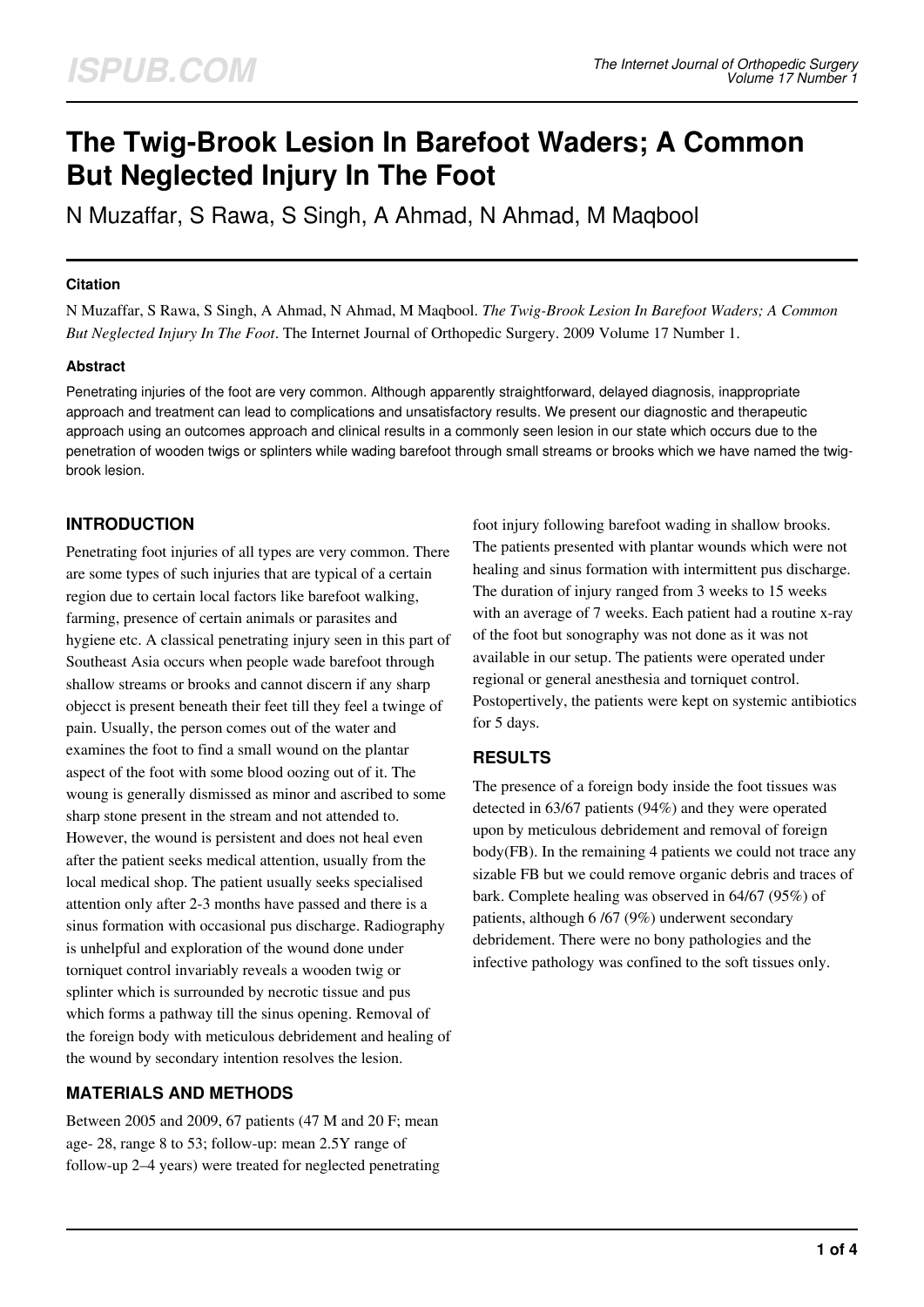# The Twig-Brook Lesion In Barefoot Waders; A Common But Neglected Injury In The Foot

N Muzaffar, S Rawa, S Singh, A Ahmad, N Ahmad, M Maqbool

### Citation

N Muzaffar, S Rawa, S Singh, A Ahmad, N Ahmad, M Maqbool. *The Twig-Brook Lesion In Barefoot Waders; A Common But Neglected Injury In The Foot*. The Internet Journal of Orthopedic Surgery. 2009 Volume 17 Number 1.

### Abstract

Penetrating injuries of the foot are very common. Although apparently straightforward, delayed diagnosis, inappropriate approach and treatment can lead to complications and unsatisfactory results. We present our diagnostic and therapeutic approach using an outcomes approach and clinical results in a commonly seen lesion in our state which occurs due to the penetration of wooden twigs or splinters while wading barefoot through small streams or brooks which we have named the twig-brook lesion.

## INTRODUCTION

Penetrating foot injuries of all types are very common. There are some types of such injuries that are typical of a certain region due to certain local factors like barefoot walking, farming, presence of certain animals or parasites and hygiene etc. A classical penetrating injury seen in this part of Southeast Asia occurs when people wade barefoot through shallow streams or brooks and cannot discern if any sharp objecct is present beneath their feet till they feel a twinge of pain. Usually, the person comes out of the water and examines the foot to find a small wound on the plantar aspect of the foot with some blood oozing out of it. The woung is generally dismissed as minor and ascribed to some sharp stone present in the stream and not attended to. However, the wound is persistent and does not heal even after the patient seeks medical attention, usually from the local medical shop. The patient usually seeks specialised attention only after 2-3 months have passed and there is a sinus formation with occasional pus discharge. Radiography is unhelpful and exploration of the wound done under torniquet control invariably reveals a wooden twig or splinter which is surrounded by necrotic tissue and pus which forms a pathway till the sinus opening. Removal of the foreign body with meticulous debridement and healing of the wound by secondary intention resolves the lesion.

## MATERIALS AND METHODS

Between 2005 and 2009, 67 patients (47 M and 20 F; mean age- 28, range 8 to 53; follow-up: mean 2.5Y range of follow-up 2–4 years) were treated for neglected penetrating foot injury following barefoot wading in shallow brooks. The patients presented with plantar wounds which were not healing and sinus formation with intermittent pus discharge. The duration of injury ranged from 3 weeks to 15 weeks with an average of 7 weeks. Each patient had a routine x-ray of the foot but sonography was not done as it was not available in our setup. The patients were operated under regional or general anesthesia and torniquet control. Postopertively, the patients were kept on systemic antibiotics for 5 days.

## RESULTS

The presence of a foreign body inside the foot tissues was detected in 63/67 patients (94%) and they were operated upon by meticulous debridement and removal of foreign body(FB). In the remaining 4 patients we could not trace any sizable FB but we could remove organic debris and traces of bark. Complete healing was observed in 64/67 (95%) of patients, although 6 /67 (9%) underwent secondary debridement. There were no bony pathologies and the infective pathology was confined to the soft tissues only.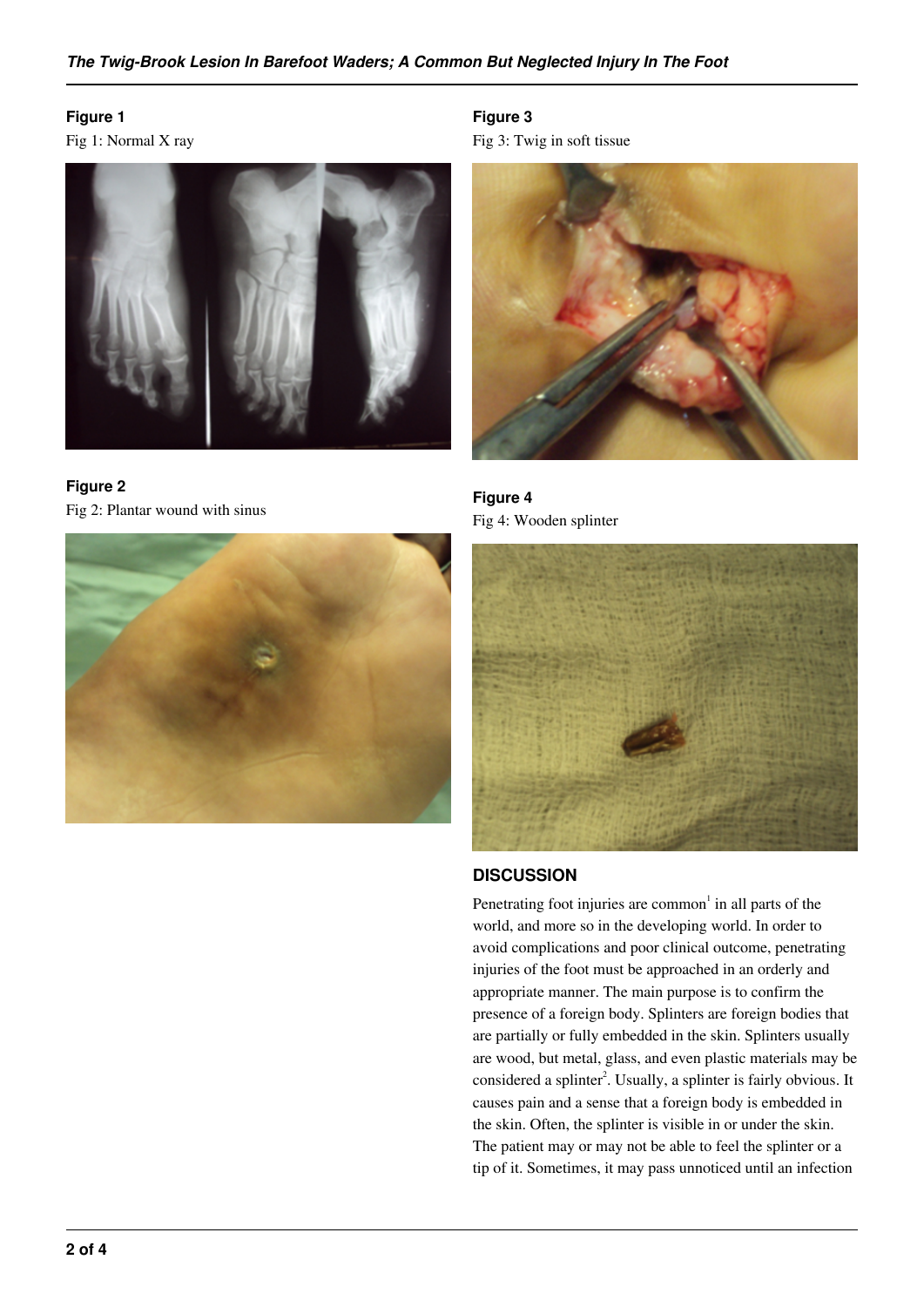## Figure 1

Fig 1: Normal X ray

## Figure 2

Fig 2: Plantar wound with sinus

## Figure 3

Fig 3: Twig in soft tissue

## Figure 4

Fig 4: Wooden splinter

## DISCUSSION

Penetrating foot injuries are common[1] in all parts of the world, and more so in the developing world. In order to avoid complications and poor clinical outcome, penetrating injuries of the foot must be approached in an orderly and appropriate manner. The main purpose is to confirm the presence of a foreign body. Splinters are foreign bodies that are partially or fully embedded in the skin. Splinters usually are wood, but metal, glass, and even plastic materials may be considered a splinter[2]. Usually, a splinter is fairly obvious. It causes pain and a sense that a foreign body is embedded in the skin. Often, the splinter is visible in or under the skin. The patient may or may not be able to feel the splinter or a tip of it. Sometimes, it may pass unnoticed until an infection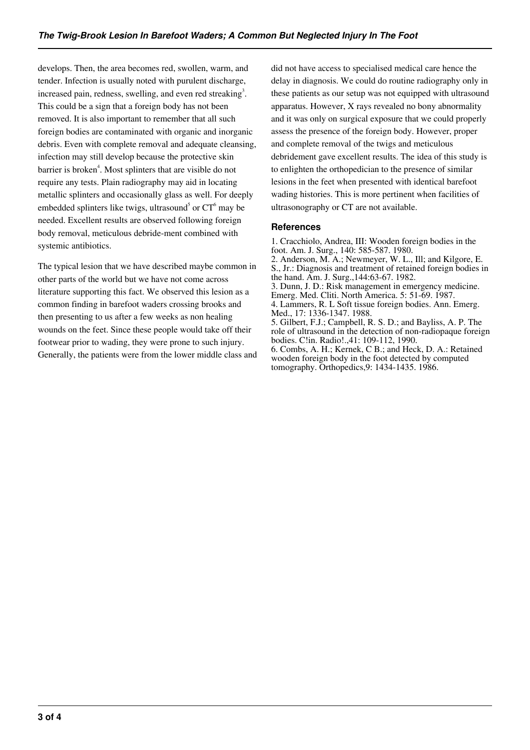develops. Then, the area becomes red, swollen, warm, and tender. Infection is usually noted with purulent discharge, increased pain, redness, swelling, and even red streaking[3]. This could be a sign that a foreign body has not been removed. It is also important to remember that all such foreign bodies are contaminated with organic and inorganic debris. Even with complete removal and adequate cleansing, infection may still develop because the protective skin barrier is broken[4]. Most splinters that are visible do not require any tests. Plain radiography may aid in locating metallic splinters and occasionally glass as well. For deeply embedded splinters like twigs, ultrasound[5] or CT[6] may be needed. Excellent results are observed following foreign body removal, meticulous debride-ment combined with systemic antibiotics.

The typical lesion that we have described maybe common in other parts of the world but we have not come across literature supporting this fact. We observed this lesion as a common finding in barefoot waders crossing brooks and then presenting to us after a few weeks as non healing wounds on the feet. Since these people would take off their footwear prior to wading, they were prone to such injury. Generally, the patients were from the lower middle class and did not have access to specialised medical care hence the delay in diagnosis. We could do routine radiography only in these patients as our setup was not equipped with ultrasound apparatus. However, X rays revealed no bony abnormality and it was only on surgical exposure that we could properly assess the presence of the foreign body. However, proper and complete removal of the twigs and meticulous debridement gave excellent results. The idea of this study is to enlighten the orthopedician to the presence of similar lesions in the feet when presented with identical barefoot wading histories. This is more pertinent when facilities of ultrasonography or CT are not available.

## References

1. Cracchiolo, Andrea, III: Wooden foreign bodies in the foot. Am. J. Surg., 140: 585-587. 1980.
2. Anderson, M. A.; Newmeyer, W. L., Ill; and Kilgore, E. S., Jr.: Diagnosis and treatment of retained foreign bodies in the hand. Am. J. Surg.,144:63-67. 1982.
3. Dunn, J. D.: Risk management in emergency medicine. Emerg. Med. Cliti. North America. 5: 51-69. 1987.
4. Lammers, R. L Soft tissue foreign bodies. Ann. Emerg. Med., 17: 1336-1347. 1988.
5. Gilbert, F.J.; Campbell, R. S. D.; and Bayliss, A. P. The role of ultrasound in the detection of non-radiopaque foreign bodies. C!in. Radio!.,41: 109-112, 1990.
6. Combs, A. H.; Kernek, C B.; and Heck, D. A.: Retained wooden foreign body in the foot detected by computed tomography. Orthopedics,9: 1434-1435. 1986.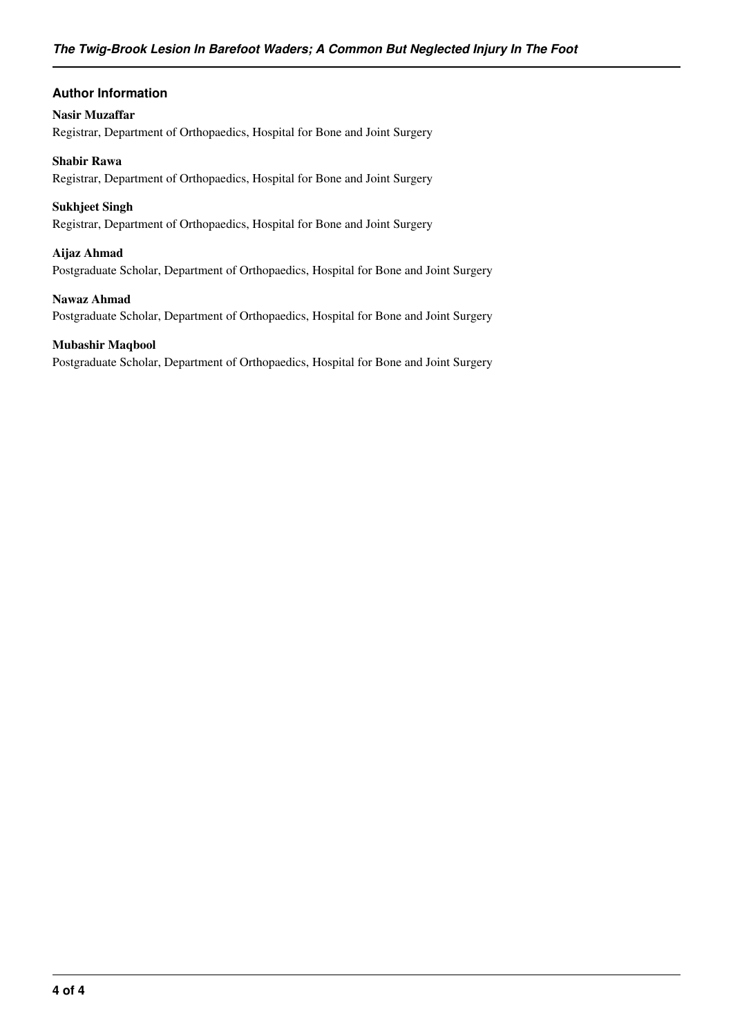## Author Information

**Nasir Muzaffar**
Registrar, Department of Orthopaedics, Hospital for Bone and Joint Surgery

**Shabir Rawa**
Registrar, Department of Orthopaedics, Hospital for Bone and Joint Surgery

**Sukhjeet Singh**
Registrar, Department of Orthopaedics, Hospital for Bone and Joint Surgery

**Aijaz Ahmad**
Postgraduate Scholar, Department of Orthopaedics, Hospital for Bone and Joint Surgery

**Nawaz Ahmad**
Postgraduate Scholar, Department of Orthopaedics, Hospital for Bone and Joint Surgery

**Mubashir Maqbool**
Postgraduate Scholar, Department of Orthopaedics, Hospital for Bone and Joint Surgery